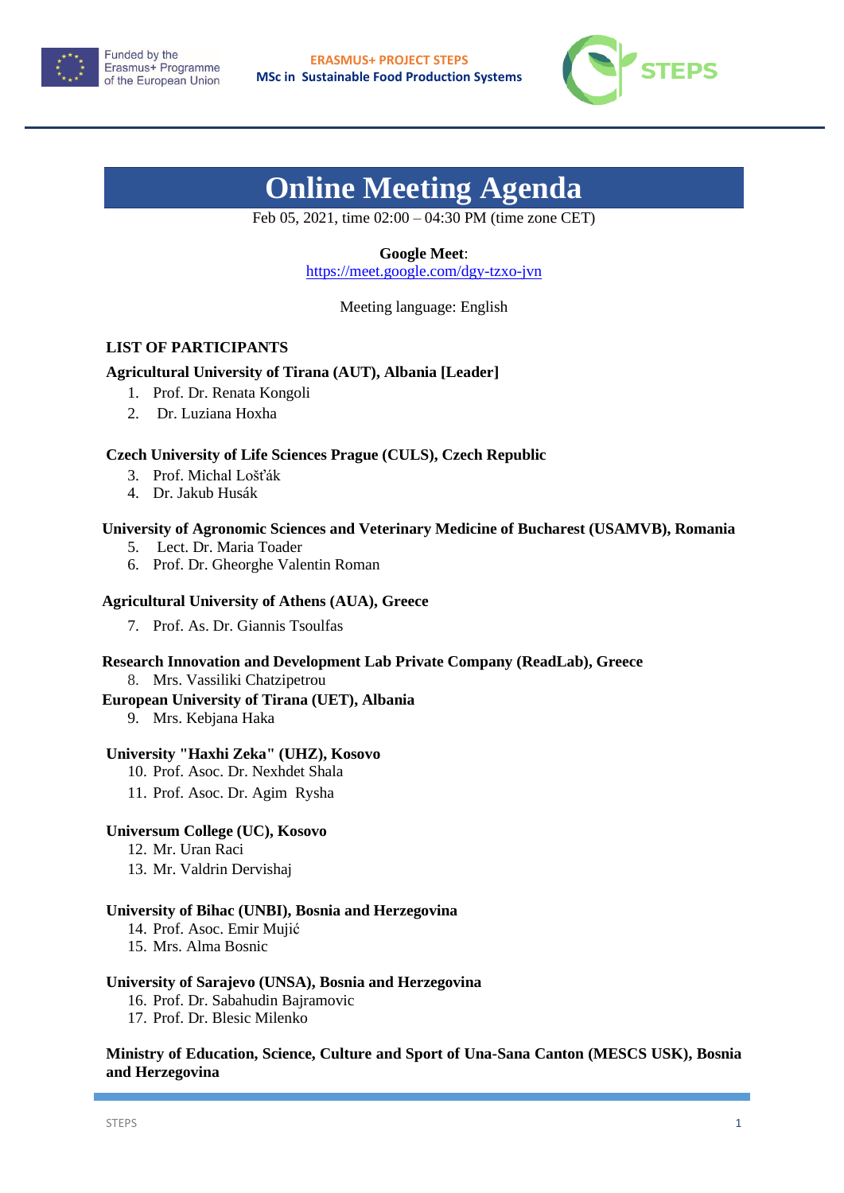Funded by the Erasmus+ Programme of the European Union

**ERASMUS+ PROJECT STEPS**
**MSc in Sustainable Food Production Systems**

# Online Meeting Agenda

Feb 05, 2021, time 02:00 – 04:30 PM (time zone CET)

**Google Meet**:
https://meet.google.com/dgy-tzxo-jvn

Meeting language: English

## LIST OF PARTICIPANTS

**Agricultural University of Tirana (AUT), Albania [Leader]**

1. Prof. Dr. Renata Kongoli
2. Dr. Luziana Hoxha

**Czech University of Life Sciences Prague (CULS), Czech Republic**

3. Prof. Michal Lošťák
4. Dr. Jakub Husák

**University of Agronomic Sciences and Veterinary Medicine of Bucharest (USAMVB), Romania**

5. Lect. Dr. Maria Toader
6. Prof. Dr. Gheorghe Valentin Roman

**Agricultural University of Athens (AUA), Greece**

7. Prof. As. Dr. Giannis Tsoulfas

**Research Innovation and Development Lab Private Company (ReadLab), Greece**

8. Mrs. Vassiliki Chatzipetrou

**European University of Tirana (UET), Albania**

9. Mrs. Kebjana Haka

**University "Haxhi Zeka" (UHZ), Kosovo**

10. Prof. Asoc. Dr. Nexhdet Shala
11. Prof. Asoc. Dr. Agim Rysha

**Universum College (UC), Kosovo**

12. Mr. Uran Raci
13. Mr. Valdrin Dervishaj

**University of Bihac (UNBI), Bosnia and Herzegovina**

14. Prof. Asoc. Emir Mujić
15. Mrs. Alma Bosnic

**University of Sarajevo (UNSA), Bosnia and Herzegovina**

16. Prof. Dr. Sabahudin Bajramovic
17. Prof. Dr. Blesic Milenko

**Ministry of Education, Science, Culture and Sport of Una-Sana Canton (MESCS USK), Bosnia and Herzegovina**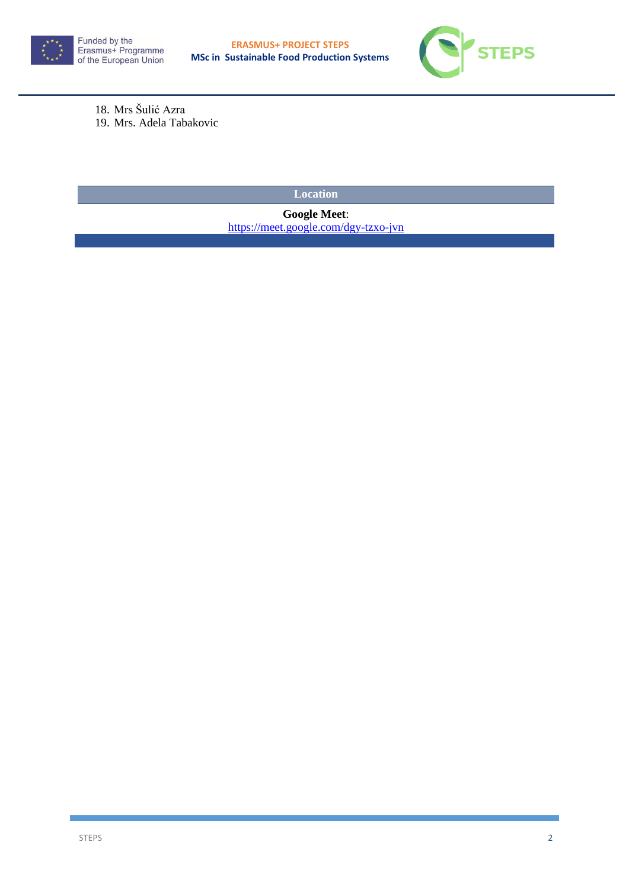18. Mrs Šulić Azra
19. Mrs. Adela Tabakovic

| Location |
| --- |
| **Google Meet**: [https://meet.google.com/dgy-tzxo-jvn](https://meet.google.com/dgy-tzxo-jvn) |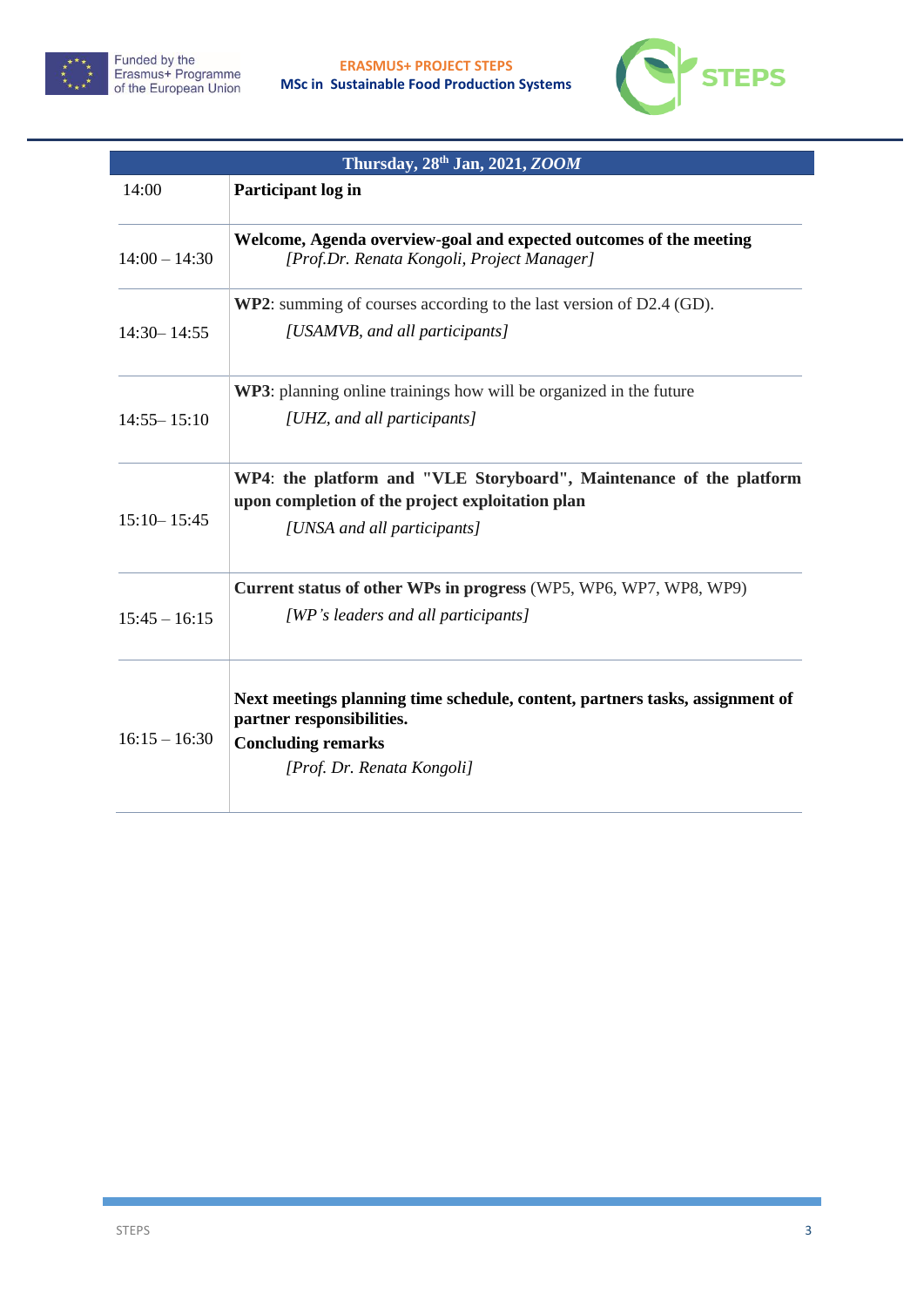| Thursday, 28th Jan, 2021, *ZOOM* | |
|---|---|
| 14:00 | **Participant log in** |
| 14:00 – 14:30 | **Welcome, Agenda overview-goal and expected outcomes of the meeting** *[Prof.Dr. Renata Kongoli, Project Manager]* |
| 14:30– 14:55 | **WP2**: summing of courses according to the last version of D2.4 (GD). *[USAMVB, and all participants]* |
| 14:55– 15:10 | **WP3**: planning online trainings how will be organized in the future *[UHZ, and all participants]* |
| 15:10– 15:45 | **WP4**: **the platform and "VLE Storyboard", Maintenance of the platform upon completion of the project exploitation plan** *[UNSA and all participants]* |
| 15:45 – 16:15 | **Current status of other WPs in progress** (WP5, WP6, WP7, WP8, WP9) *[WP's leaders and all participants]* |
| 16:15 – 16:30 | **Next meetings planning time schedule, content, partners tasks, assignment of partner responsibilities.** **Concluding remarks** *[Prof. Dr. Renata Kongoli]* |